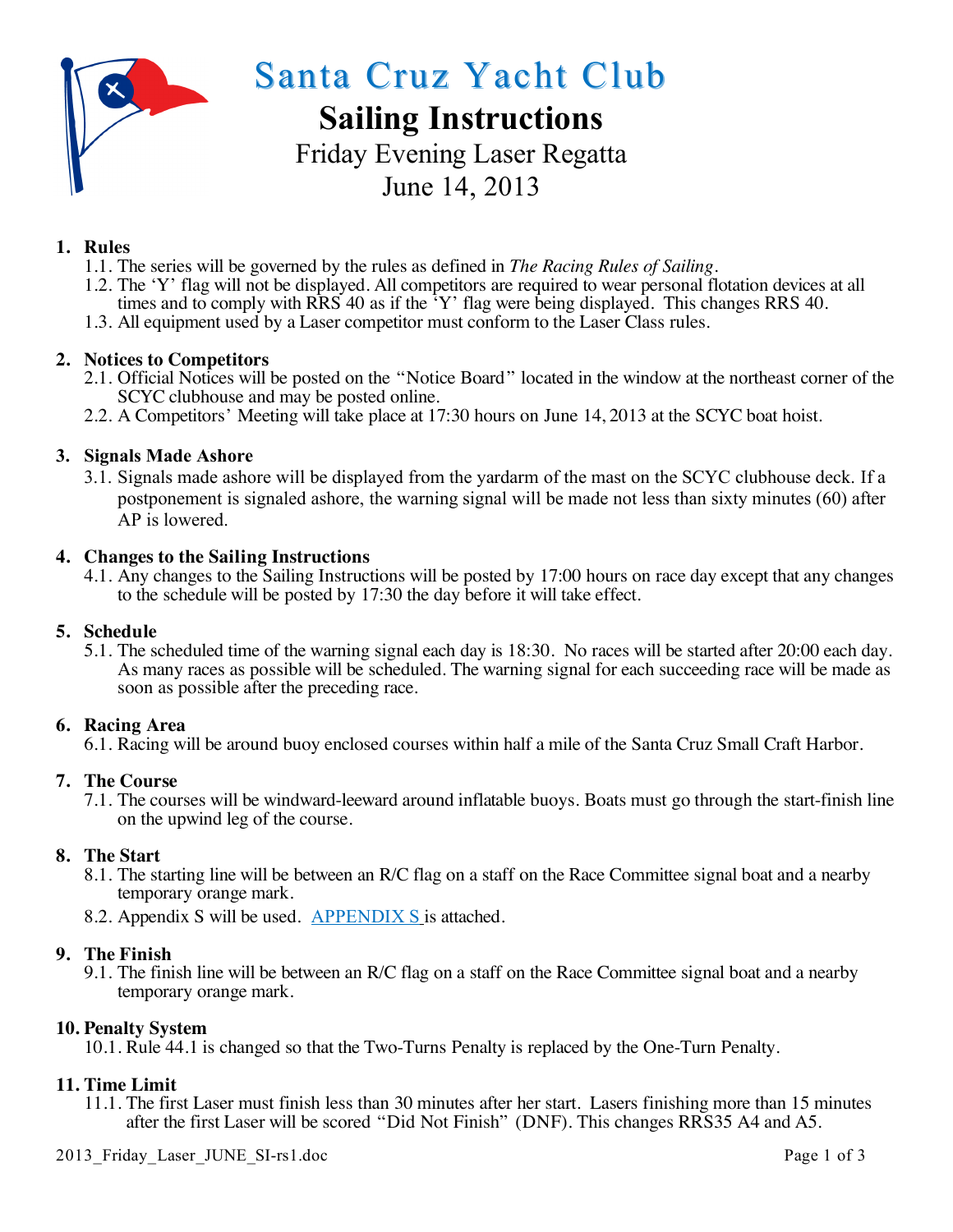# Santa Cruz Yacht Club

## Sailing Instructions

### Friday Evening Laser Regatta
### June 14, 2013

**1. Rules**

1.1. The series will be governed by the rules as defined in *The Racing Rules of Sailing*.

1.2. The 'Y' flag will not be displayed. All competitors are required to wear personal flotation devices at all times and to comply with RRS 40 as if the 'Y' flag were being displayed. This changes RRS 40.

1.3. All equipment used by a Laser competitor must conform to the Laser Class rules.

**2. Notices to Competitors**

2.1. Official Notices will be posted on the "Notice Board" located in the window at the northeast corner of the SCYC clubhouse and may be posted online.

2.2. A Competitors' Meeting will take place at 17:30 hours on June 14, 2013 at the SCYC boat hoist.

**3. Signals Made Ashore**

3.1. Signals made ashore will be displayed from the yardarm of the mast on the SCYC clubhouse deck. If a postponement is signaled ashore, the warning signal will be made not less than sixty minutes (60) after AP is lowered.

**4. Changes to the Sailing Instructions**

4.1. Any changes to the Sailing Instructions will be posted by 17:00 hours on race day except that any changes to the schedule will be posted by 17:30 the day before it will take effect.

**5. Schedule**

5.1. The scheduled time of the warning signal each day is 18:30. No races will be started after 20:00 each day. As many races as possible will be scheduled. The warning signal for each succeeding race will be made as soon as possible after the preceding race.

**6. Racing Area**

6.1. Racing will be around buoy enclosed courses within half a mile of the Santa Cruz Small Craft Harbor.

**7. The Course**

7.1. The courses will be windward-leeward around inflatable buoys. Boats must go through the start-finish line on the upwind leg of the course.

**8. The Start**

8.1. The starting line will be between an R/C flag on a staff on the Race Committee signal boat and a nearby temporary orange mark.

8.2. Appendix S will be used. APPENDIX S is attached.

**9. The Finish**

9.1. The finish line will be between an R/C flag on a staff on the Race Committee signal boat and a nearby temporary orange mark.

**10. Penalty System**

10.1. Rule 44.1 is changed so that the Two-Turns Penalty is replaced by the One-Turn Penalty.

**11. Time Limit**

11.1. The first Laser must finish less than 30 minutes after her start. Lasers finishing more than 15 minutes after the first Laser will be scored "Did Not Finish" (DNF). This changes RRS35 A4 and A5.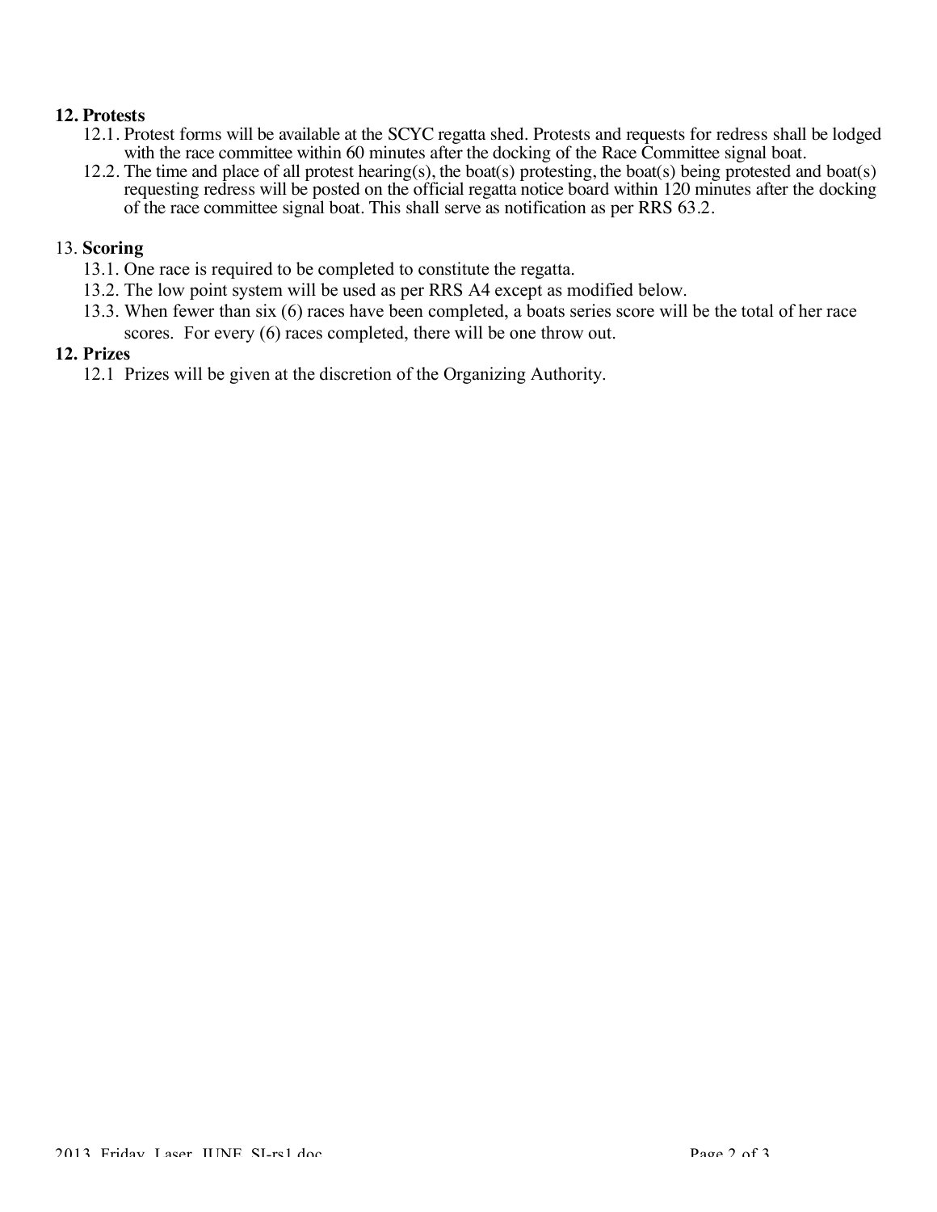**12. Protests**

12.1. Protest forms will be available at the SCYC regatta shed. Protests and requests for redress shall be lodged with the race committee within 60 minutes after the docking of the Race Committee signal boat.

12.2. The time and place of all protest hearing(s), the boat(s) protesting, the boat(s) being protested and boat(s) requesting redress will be posted on the official regatta notice board within 120 minutes after the docking of the race committee signal boat. This shall serve as notification as per RRS 63.2.

13. **Scoring**

13.1. One race is required to be completed to constitute the regatta.

13.2. The low point system will be used as per RRS A4 except as modified below.

13.3. When fewer than six (6) races have been completed, a boats series score will be the total of her race scores. For every (6) races completed, there will be one throw out.

**12. Prizes**

12.1 Prizes will be given at the discretion of the Organizing Authority.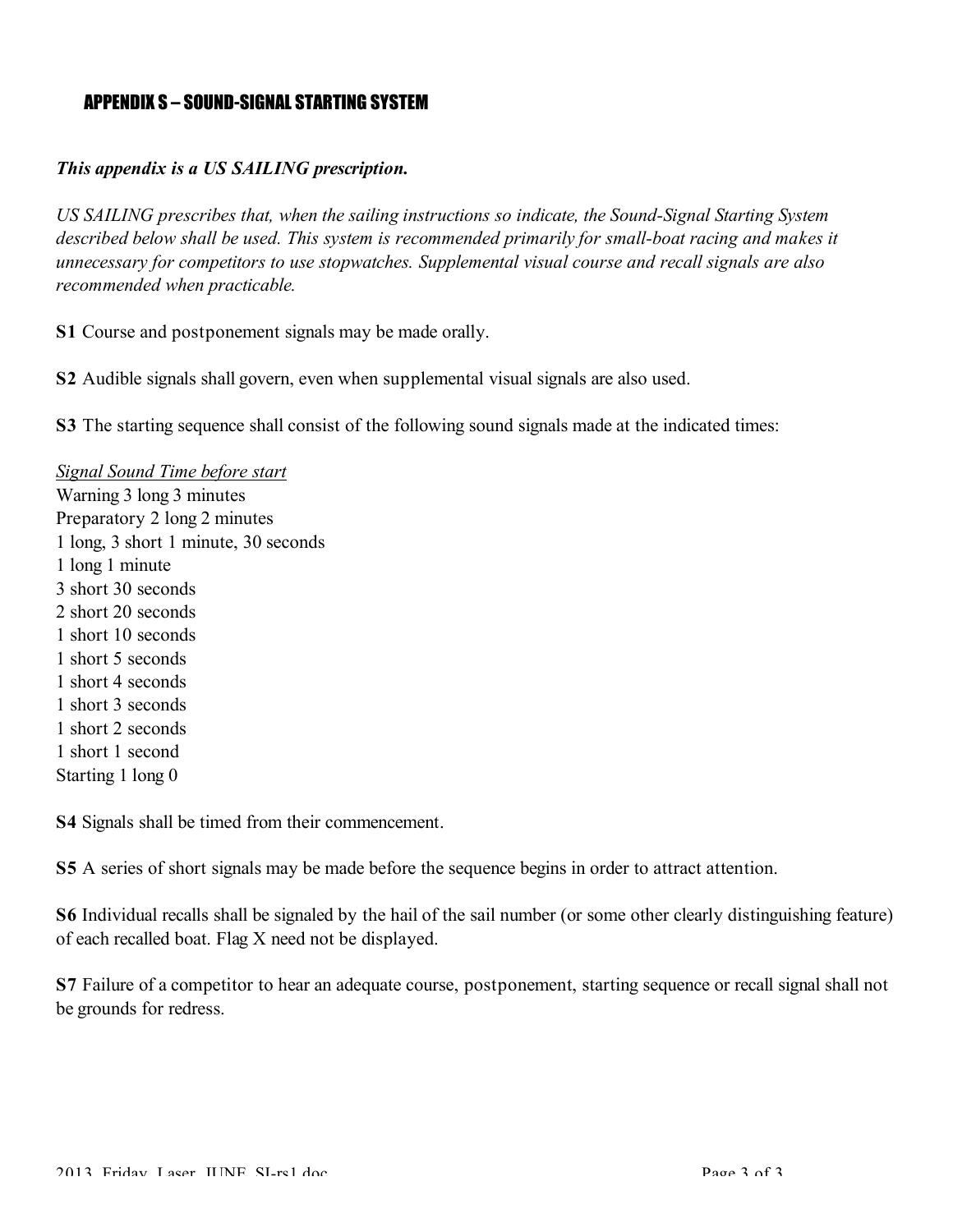## APPENDIX S – SOUND-SIGNAL STARTING SYSTEM

***This appendix is a US SAILING prescription.***

*US SAILING prescribes that, when the sailing instructions so indicate, the Sound-Signal Starting System described below shall be used. This system is recommended primarily for small-boat racing and makes it unnecessary for competitors to use stopwatches. Supplemental visual course and recall signals are also recommended when practicable.*

**S1** Course and postponement signals may be made orally.

**S2** Audible signals shall govern, even when supplemental visual signals are also used.

**S3** The starting sequence shall consist of the following sound signals made at the indicated times:

*Signal Sound Time before start*
Warning 3 long 3 minutes
Preparatory 2 long 2 minutes
1 long, 3 short 1 minute, 30 seconds
1 long 1 minute
3 short 30 seconds
2 short 20 seconds
1 short 10 seconds
1 short 5 seconds
1 short 4 seconds
1 short 3 seconds
1 short 2 seconds
1 short 1 second
Starting 1 long 0

**S4** Signals shall be timed from their commencement.

**S5** A series of short signals may be made before the sequence begins in order to attract attention.

**S6** Individual recalls shall be signaled by the hail of the sail number (or some other clearly distinguishing feature) of each recalled boat. Flag X need not be displayed.

**S7** Failure of a competitor to hear an adequate course, postponement, starting sequence or recall signal shall not be grounds for redress.